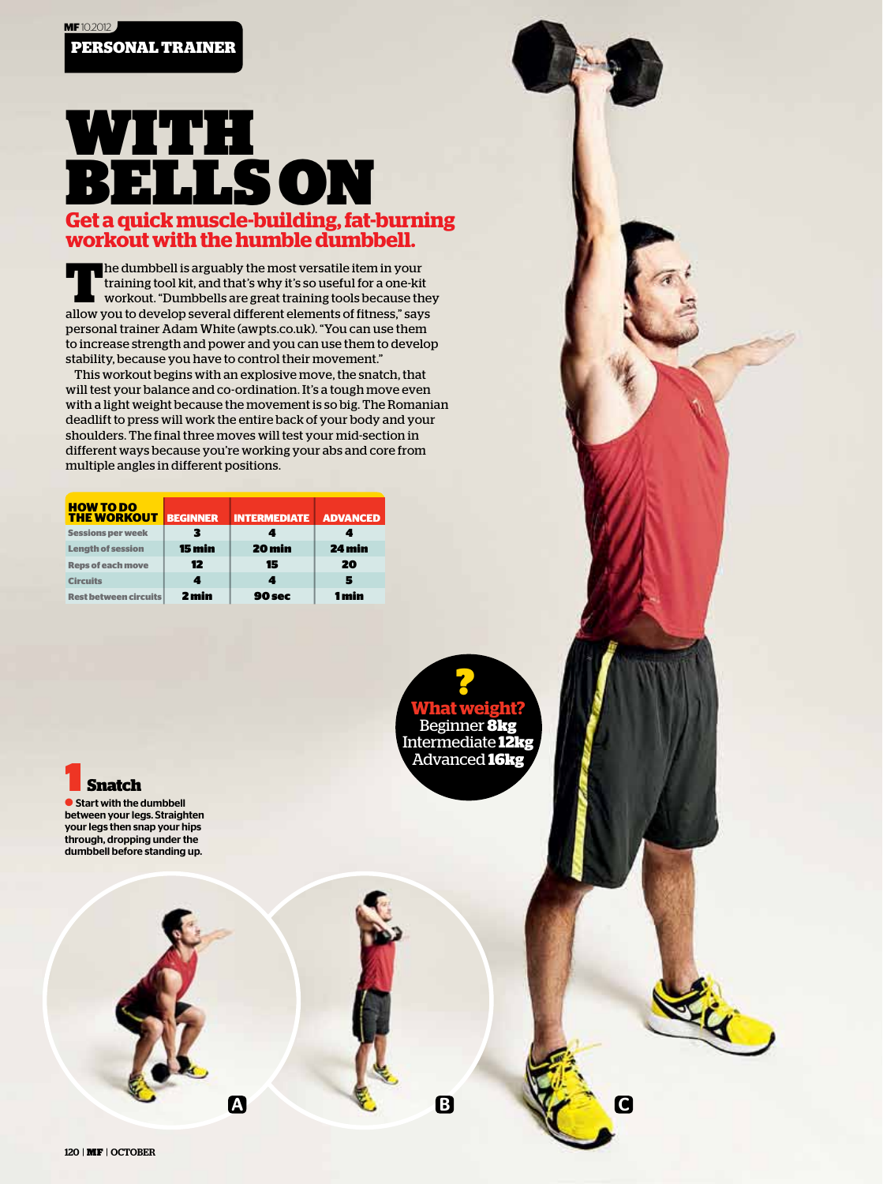PERSONAL TRAINER

# WITH BELLS ON

## Get a quick muscle-building, fat-burning workout with the humble dumbbell.

The dumbbell is arguably the most versatile item in your training tool kit, and that's why it's so useful for a one-kit workout. "Dumbbells are great training tools because they allow you to develop several different elements of fitness," says personal trainer Adam White (awpts.co.uk). "You can use them to increase strength and power and you can use them to develop stability, because you have to control their movement."

This workout begins with an explosive move, the snatch, that will test your balance and co-ordination. It's a tough move even with a light weight because the movement is so big. The Romanian deadlift to press will work the entire back of your body and your shoulders. The final three moves will test your mid-section in different ways because you're working your abs and core from multiple angles in different positions.

| HOW TO DO THE WORKOUT | BEGINNER | INTERMEDIATE | ADVANCED |
|---|---|---|---|
| Sessions per week | 3 | 4 | 4 |
| Length of session | 15 min | 20 min | 24 min |
| Reps of each move | 12 | 15 | 20 |
| Circuits | 4 | 4 | 5 |
| Rest between circuits | 2 min | 90 sec | 1 min |

**? What weight?**
Beginner **8kg**
Intermediate **12kg**
Advanced **16kg**

### 1 Snatch

- **Start with the dumbbell between your legs. Straighten your legs then snap your hips through, dropping under the dumbbell before standing up.**

A B C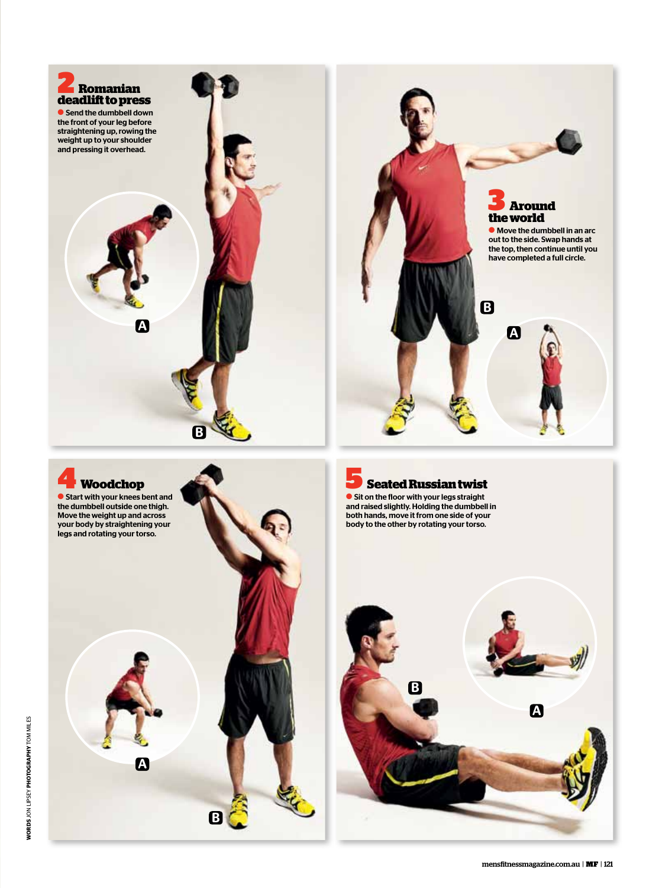## 2 Romanian deadlift to press

Send the dumbbell down the front of your leg before straightening up, rowing the weight up to your shoulder and pressing it overhead.

A

B

## 3 Around the world

Move the dumbbell in an arc out to the side. Swap hands at the top, then continue until you have completed a full circle.

B

A

## 4 Woodchop

Start with your knees bent and the dumbbell outside one thigh. Move the weight up and across your body by straightening your legs and rotating your torso.

A

B

## 5 Seated Russian twist

Sit on the floor with your legs straight and raised slightly. Holding the dumbbell in both hands, move it from one side of your body to the other by rotating your torso.

B

A

**WORDS** JON LIPSEY **PHOTOGRAPHY** TOM MILES